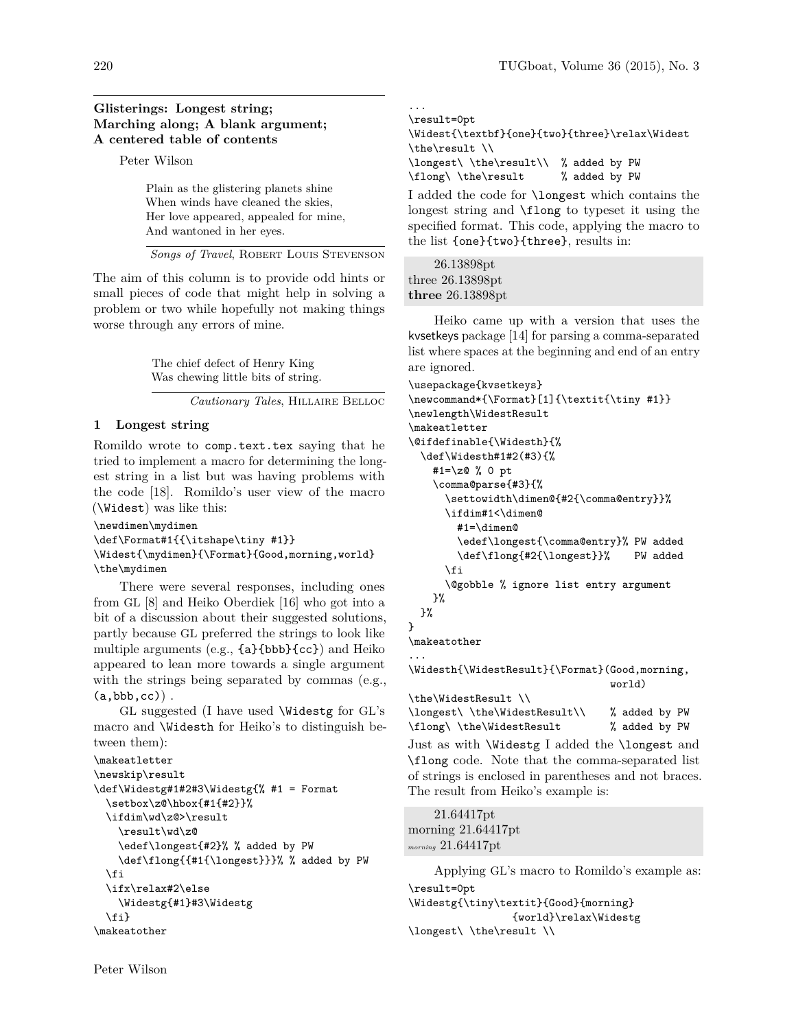# Glisterings: Longest string; Marching along; A blank argument; A centered table of contents

Peter Wilson

> Plain as the glistering planets shine
> When winds have cleaned the skies,
> Her love appeared, appealed for mine,
> And wantoned in her eyes.
>
> *Songs of Travel*, Robert Louis Stevenson

The aim of this column is to provide odd hints or small pieces of code that might help in solving a problem or two while hopefully not making things worse through any errors of mine.

> The chief defect of Henry King
> Was chewing little bits of string.
>
> *Cautionary Tales*, Hillaire Belloc

## 1 Longest string

Romildo wrote to `comp.text.tex` saying that he tried to implement a macro for determining the longest string in a list but was having problems with the code [18]. Romildo's user view of the macro (`\Widest`) was like this:

```
\newdimen\mydimen
\def\Format#1{{\itshape\tiny #1}}
\Widest{\mydimen}{\Format}{Good,morning,world}
\the\mydimen
```

There were several responses, including ones from GL [8] and Heiko Oberdiek [16] who got into a bit of a discussion about their suggested solutions, partly because GL preferred the strings to look like multiple arguments (e.g., `{a}{bbb}{cc}`) and Heiko appeared to lean more towards a single argument with the strings being separated by commas (e.g., `(a,bbb,cc)`) .

GL suggested (I have used `\Widestg` for GL's macro and `\Widesth` for Heiko's to distinguish between them):

```
\makeatletter
\newskip\result
\def\Widestg#1#2#3\Widestg{% #1 = Format
  \setbox\z@\hbox{#1{#2}}%
  \ifdim\wd\z@>\result
    \result\wd\z@
    \edef\longest{#2}% % added by PW
    \def\flong{{#1{\longest}}}% % added by PW
  \fi
  \ifx\relax#2\else
    \Widestg{#1}#3\Widestg
  \fi}
\makeatother
...
\result=0pt
\Widest{\textbf}{one}{two}{three}\relax\Widest
\the\result \\
\longest\ \the\result\\  % added by PW
\flong\ \the\result      % added by PW
```

I added the code for `\longest` which contains the longest string and `\flong` to typeset it using the specified format. This code, applying the macro to the list `{one}{two}{three}`, results in:

> 26.13898pt
> three 26.13898pt
> **three** 26.13898pt

Heiko came up with a version that uses the kvsetkeys package [14] for parsing a comma-separated list where spaces at the beginning and end of an entry are ignored.

```
\usepackage{kvsetkeys}
\newcommand*{\Format}[1]{\textit{\tiny #1}}
\newlength\WidestResult
\makeatletter
\@ifdefinable{\Widesth}{%
  \def\Widesth#1#2(#3){%
    #1=\z@ % 0 pt
    \comma@parse{#3}{%
      \settowidth\dimen@{#2{\comma@entry}}%
      \ifdim#1<\dimen@
        #1=\dimen@
        \edef\longest{\comma@entry}% PW added
        \def\flong{#2{\longest}}%    PW added
      \fi
      \@gobble % ignore list entry argument
    }%
  }%
}
\makeatother
...
\Widesth{\WidestResult}{\Format}(Good,morning,
                                 world)
\the\WidestResult \\
\longest\ \the\WidestResult\\    % added by PW
\flong\ \the\WidestResult        % added by PW
```

Just as with `\Widestg` I added the `\longest` and `\flong` code. Note that the comma-separated list of strings is enclosed in parentheses and not braces. The result from Heiko's example is:

> 21.64417pt
> morning 21.64417pt
> *morning* 21.64417pt

Applying GL's macro to Romildo's example as:

```
\result=0pt
\Widestg{\tiny\textit}{Good}{morning}
                {world}\relax\Widestg
\longest\ \the\result \\
```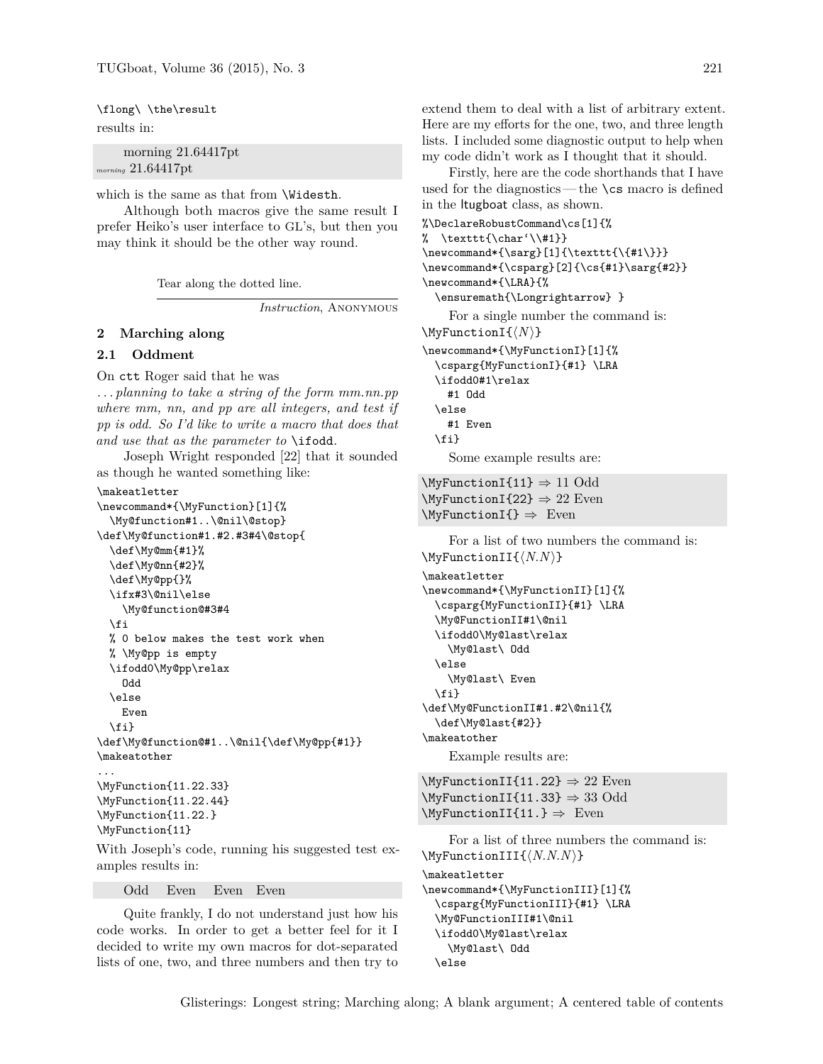```
\flong\ \the\result
```

results in:

> morning 21.64417pt
> *morning* 21.64417pt

which is the same as that from `\Widesth`.

Although both macros give the same result I prefer Heiko's user interface to GL's, but then you may think it should be the other way round.

> Tear along the dotted line.
>
> *Instruction*, ANONYMOUS

## 2 Marching along

### 2.1 Oddment

On ctt Roger said that he was

*. . . planning to take a string of the form mm.nn.pp where mm, nn, and pp are all integers, and test if pp is odd. So I'd like to write a macro that does that and use that as the parameter to* `\ifodd`.

Joseph Wright responded [22] that it sounded as though he wanted something like:

```
\makeatletter
\newcommand*{\MyFunction}[1]{%
  \My@function#1..\@nil\@stop}
\def\My@function#1.#2.#3#4\@stop{
  \def\My@mm{#1}%
  \def\My@nn{#2}%
  \def\My@pp{}%
  \ifx#3\@nil\else
    \My@function@#3#4
  \fi
  % 0 below makes the test work when
  % \My@pp is empty
  \ifodd0\My@pp\relax
    Odd
  \else
    Even
  \fi}
\def\My@function@#1..\@nil{\def\My@pp{#1}}
\makeatother
...
\MyFunction{11.22.33}
\MyFunction{11.22.44}
\MyFunction{11.22.}
\MyFunction{11}
```

With Joseph's code, running his suggested test examples results in:

> Odd Even Even Even

Quite frankly, I do not understand just how his code works. In order to get a better feel for it I decided to write my own macros for dot-separated lists of one, two, and three numbers and then try to extend them to deal with a list of arbitrary extent. Here are my efforts for the one, two, and three length lists. I included some diagnostic output to help when my code didn't work as I thought that it should.

Firstly, here are the code shorthands that I have used for the diagnostics — the `\cs` macro is defined in the ltugboat class, as shown.

```
%\DeclareRobustCommand\cs[1]{%
%  \texttt{\char`\\#1}}
\newcommand*{\sarg}[1]{\texttt{\{#1\}}}
\newcommand*{\csparg}[2]{\cs{#1}\sarg{#2}}
\newcommand*{\LRA}{%
  \ensuremath{\Longrightarrow} }
```

For a single number the command is:
`\MyFunctionI{`⟨*N*⟩`}`

```
\newcommand*{\MyFunctionI}[1]{%
  \csparg{MyFunctionI}{#1} \LRA
  \ifodd0#1\relax
    #1 Odd
  \else
    #1 Even
  \fi}
```

Some example results are:

> `\MyFunctionI{11}` ⇒ 11 Odd
> `\MyFunctionI{22}` ⇒ 22 Even
> `\MyFunctionI{}` ⇒ Even

For a list of two numbers the command is:
`\MyFunctionII{`⟨*N.N*⟩`}`

```
\makeatletter
\newcommand*{\MyFunctionII}[1]{%
  \csparg{MyFunctionII}{#1} \LRA
  \My@FunctionII#1\@nil
  \ifodd0\My@last\relax
    \My@last\ Odd
  \else
    \My@last\ Even
  \fi}
\def\My@FunctionII#1.#2\@nil{%
  \def\My@last{#2}}
\makeatother
```

Example results are:

> `\MyFunctionII{11.22}` ⇒ 22 Even
> `\MyFunctionII{11.33}` ⇒ 33 Odd
> `\MyFunctionII{11.}` ⇒ Even

For a list of three numbers the command is:
`\MyFunctionIII{`⟨*N.N.N*⟩`}`

```
\makeatletter
\newcommand*{\MyFunctionIII}[1]{%
  \csparg{MyFunctionIII}{#1} \LRA
  \My@FunctionIII#1\@nil
  \ifodd0\My@last\relax
    \My@last\ Odd
  \else
```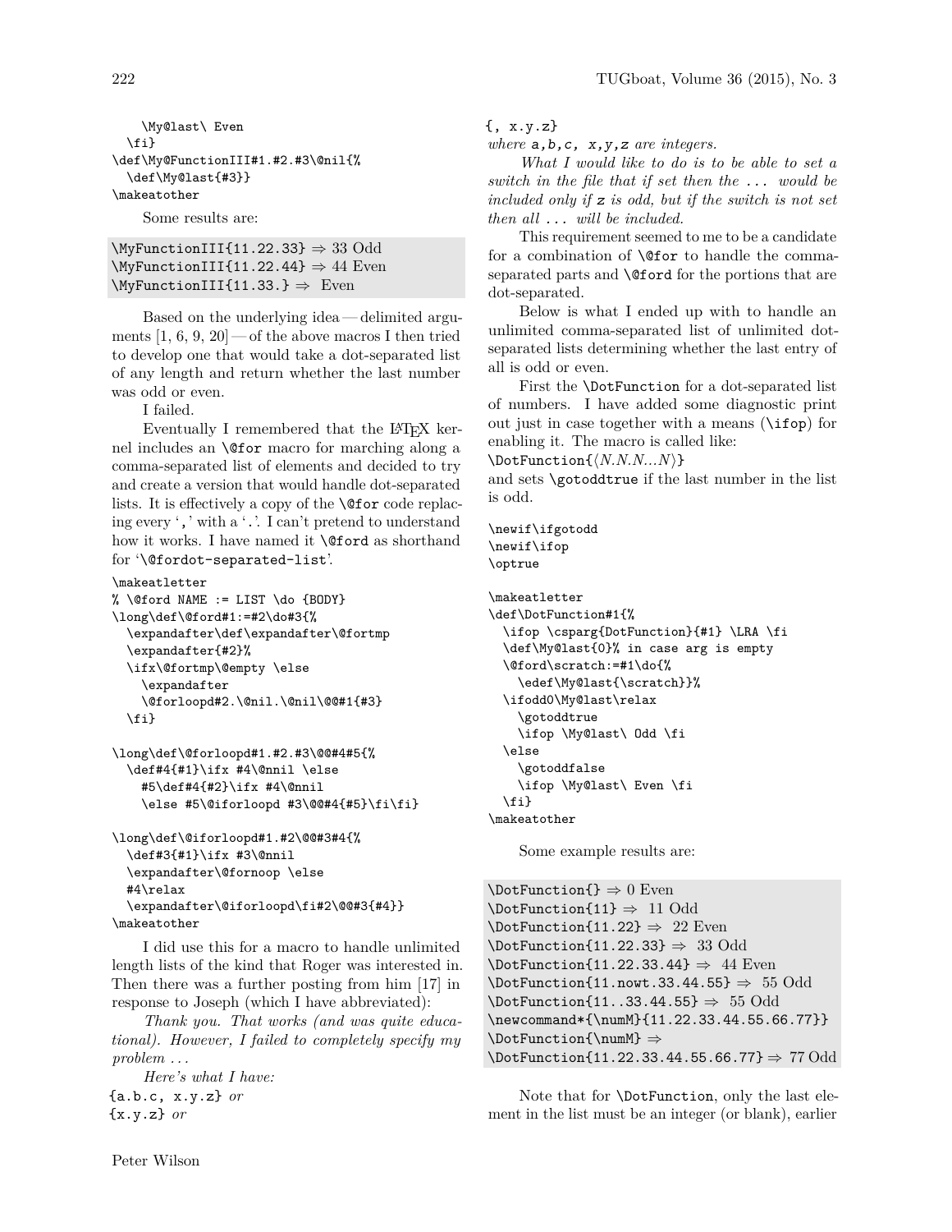```
    \My@last\ Even
  \fi}
\def\My@FunctionIII#1.#2.#3\@nil{%
  \def\My@last{#3}}
\makeatother
```

Some results are:

```
\MyFunctionIII{11.22.33} ⇒ 33 Odd
\MyFunctionIII{11.22.44} ⇒ 44 Even
\MyFunctionIII{11.33.} ⇒  Even
```

Based on the underlying idea — delimited arguments [1, 6, 9, 20] — of the above macros I then tried to develop one that would take a dot-separated list of any length and return whether the last number was odd or even.

I failed.

Eventually I remembered that the LaTeX kernel includes an `\@for` macro for marching along a comma-separated list of elements and decided to try and create a version that would handle dot-separated lists. It is effectively a copy of the `\@for` code replacing every ',' with a '.'. I can't pretend to understand how it works. I have named it `\@ford` as shorthand for '`\@fordot-separated-list`'.

```
\makeatletter
% \@ford NAME := LIST \do {BODY}
\long\def\@ford#1:=#2\do#3{%
  \expandafter\def\expandafter\@fortmp
  \expandafter{#2}%
  \ifx\@fortmp\@empty \else
    \expandafter
    \@forloopd#2.\@nil.\@nil\@@#1{#3}
  \fi}

\long\def\@forloopd#1.#2.#3\@@#4#5{%
  \def#4{#1}\ifx #4\@nnil \else
    #5\def#4{#2}\ifx #4\@nnil
    \else #5\@iforloopd #3\@@#4{#5}\fi\fi}

\long\def\@iforloopd#1.#2\@@#3#4{%
  \def#3{#1}\ifx #3\@nnil
  \expandafter\@fornoop \else
  #4\relax
  \expandafter\@iforloopd\fi#2\@@#3{#4}}
\makeatother
```

I did use this for a macro to handle unlimited length lists of the kind that Roger was interested in. Then there was a further posting from him [17] in response to Joseph (which I have abbreviated):

*Thank you. That works (and was quite educational). However, I failed to completely specify my problem ...*

*Here's what I have:*

`{a.b.c, x.y.z}` *or*
`{x.y.z}` *or*
`{, x.y.z}`
*where* `a,b,c, x,y,z` *are integers.*

*What I would like to do is to be able to set a switch in the file that if set then the* `...` *would be included only if* `z` *is odd, but if the switch is not set then all* `...` *will be included.*

This requirement seemed to me to be a candidate for a combination of `\@for` to handle the comma-separated parts and `\@ford` for the portions that are dot-separated.

Below is what I ended up with to handle an unlimited comma-separated list of unlimited dot-separated lists determining whether the last entry of all is odd or even.

First the `\DotFunction` for a dot-separated list of numbers. I have added some diagnostic print out just in case together with a means (`\ifop`) for enabling it. The macro is called like:
`\DotFunction{`⟨*N.N.N...N*⟩`}`
and sets `\gotoddtrue` if the last number in the list is odd.

```
\newif\ifgotodd
\newif\ifop
\optrue

\makeatletter
\def\DotFunction#1{%
  \ifop \csarg{DotFunction}{#1} \LRA \fi
  \def\My@last{0}% in case arg is empty
  \@ford\scratch:=#1\do{%
    \edef\My@last{\scratch}}%
  \ifodd0\My@last\relax
    \gotoddtrue
    \ifop \My@last\ Odd \fi
  \else
    \gotoddfalse
    \ifop \My@last\ Even \fi
  \fi}
\makeatother
```

Some example results are:

```
\DotFunction{} ⇒ 0 Even
\DotFunction{11} ⇒  11 Odd
\DotFunction{11.22} ⇒  22 Even
\DotFunction{11.22.33} ⇒  33 Odd
\DotFunction{11.22.33.44} ⇒  44 Even
\DotFunction{11.nowt.33.44.55} ⇒  55 Odd
\DotFunction{11..33.44.55} ⇒  55 Odd
\newcommand*{\numM}{11.22.33.44.55.66.77}}
\DotFunction{\numM} ⇒
\DotFunction{11.22.33.44.55.66.77} ⇒ 77 Odd
```

Note that for `\DotFunction`, only the last element in the list must be an integer (or blank), earlier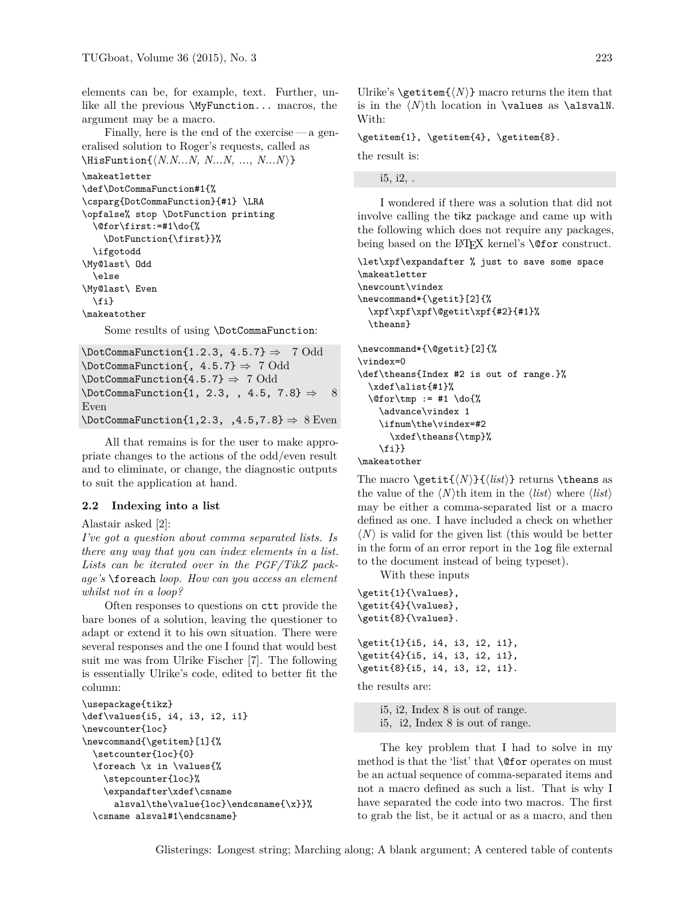elements can be, for example, text. Further, unlike all the previous `\MyFunction...` macros, the argument may be a macro.

Finally, here is the end of the exercise — a generalised solution to Roger's requests, called as `\HisFuntion{`⟨*N.N...N, N...N, ..., N...N*⟩`}`

```
\makeatletter
\def\DotCommaFunction#1{%
\csparg{DotCommaFunction}{#1} \LRA
\opfalse% stop \DotFunction printing
  \@for\first:=#1\do{%
    \DotFunction{\first}}%
  \ifgotodd
\My@last\ Odd
  \else
\My@last\ Even
  \fi}
\makeatother
```

Some results of using `\DotCommaFunction`:

`\DotCommaFunction{1.2.3, 4.5.7}` ⇒ 7 Odd
`\DotCommaFunction{, 4.5.7}` ⇒ 7 Odd
`\DotCommaFunction{4.5.7}` ⇒ 7 Odd
`\DotCommaFunction{1, 2.3, , 4.5, 7.8}` ⇒ 8 Even
`\DotCommaFunction{1,2.3, ,4.5,7.8}` ⇒ 8 Even

All that remains is for the user to make appropriate changes to the actions of the odd/even result and to eliminate, or change, the diagnostic outputs to suit the application at hand.

### 2.2 Indexing into a list

Alastair asked [2]:
*I've got a question about comma separated lists. Is there any way that you can index elements in a list. Lists can be iterated over in the PGF/TikZ package's* `\foreach` *loop. How can you access an element whilst not in a loop?*

Often responses to questions on `ctt` provide the bare bones of a solution, leaving the questioner to adapt or extend it to his own situation. There were several responses and the one I found that would best suit me was from Ulrike Fischer [7]. The following is essentially Ulrike's code, edited to better fit the column:

```
\usepackage{tikz}
\def\values{i5, i4, i3, i2, i1}
\newcounter{loc}
\newcommand{\getitem}[1]{%
  \setcounter{loc}{0}
  \foreach \x in \values{%
    \stepcounter{loc}%
    \expandafter\xdef\csname
      alsval\the\value{loc}\endcsname{\x}}%
  \csname alsval#1\endcsname}
```

Ulrike's `\getitem{`⟨*N*⟩`}` macro returns the item that is in the ⟨*N*⟩th location in `\values` as `\alsvalN`. With:

```
\getitem{1}, \getitem{4}, \getitem{8}.
```

the result is:

i5, i2, .

I wondered if there was a solution that did not involve calling the `tikz` package and came up with the following which does not require any packages, being based on the LaTeX kernel's `\@for` construct.

```
\let\xpf\expandafter % just to save some space
\makeatletter
\newcount\vindex
\newcommand*{\getit}[2]{%
  \xpf\xpf\xpf\@getit\xpf{#2}{#1}%
  \theans}

\newcommand*{\@getit}[2]{%
\vindex=0
\def\theans{Index #2 is out of range.}%
  \xdef\alist{#1}%
  \@for\tmp := #1 \do{%
    \advance\vindex 1
    \ifnum\the\vindex=#2
      \xdef\theans{\tmp}%
    \fi}}
\makeatother
```

The macro `\getit{`⟨*N*⟩`}{`⟨*list*⟩`}` returns `\theans` as the value of the ⟨*N*⟩th item in the ⟨*list*⟩ where ⟨*list*⟩ may be either a comma-separated list or a macro defined as one. I have included a check on whether ⟨*N*⟩ is valid for the given list (this would be better in the form of an error report in the `log` file external to the document instead of being typeset).

With these inputs

```
\getit{1}{\values},
\getit{4}{\values},
\getit{8}{\values}.

\getit{1}{i5, i4, i3, i2, i1},
\getit{4}{i5, i4, i3, i2, i1},
\getit{8}{i5, i4, i3, i2, i1}.
```

the results are:

i5, i2, Index 8 is out of range.
i5, i2, Index 8 is out of range.

The key problem that I had to solve in my method is that the 'list' that `\@for` operates on must be an actual sequence of comma-separated items and not a macro defined as such a list. That is why I have separated the code into two macros. The first to grab the list, be it actual or as a macro, and then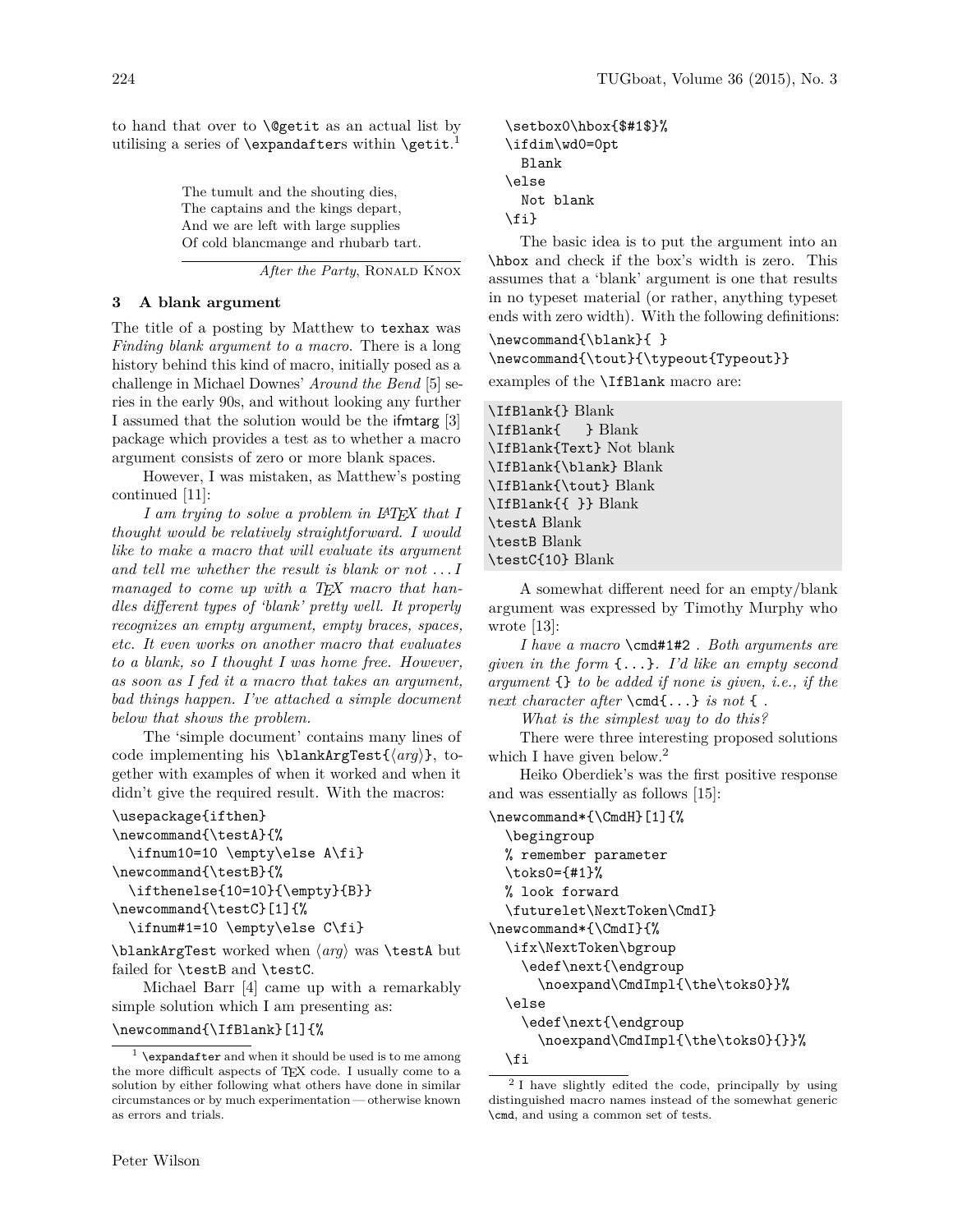to hand that over to \@getit as an actual list by utilising a series of \expandafters within \getit.[1]

> The tumult and the shouting dies,
> The captains and the kings depart,
> And we are left with large supplies
> Of cold blancmange and rhubarb tart.
>
> *After the Party*, RONALD KNOX

## 3 A blank argument

The title of a posting by Matthew to texhax was *Finding blank argument to a macro.* There is a long history behind this kind of macro, initially posed as a challenge in Michael Downes' *Around the Bend* [5] series in the early 90s, and without looking any further I assumed that the solution would be the ifmtarg [3] package which provides a test as to whether a macro argument consists of zero or more blank spaces.

However, I was mistaken, as Matthew's posting continued [11]:

*I am trying to solve a problem in LaTeX that I thought would be relatively straightforward. I would like to make a macro that will evaluate its argument and tell me whether the result is blank or not ... I managed to come up with a TeX macro that handles different types of 'blank' pretty well. It properly recognizes an empty argument, empty braces, spaces, etc. It even works on another macro that evaluates to a blank, so I thought I was home free. However, as soon as I fed it a macro that takes an argument, bad things happen. I've attached a simple document below that shows the problem.*

The 'simple document' contains many lines of code implementing his \blankArgTest{⟨arg⟩}, together with examples of when it worked and when it didn't give the required result. With the macros:

```
\usepackage{ifthen}
\newcommand{\testA}{%
  \ifnum10=10 \empty\else A\fi}
\newcommand{\testB}{%
  \ifthenelse{10=10}{\empty}{B}}
\newcommand{\testC}[1]{%
  \ifnum#1=10 \empty\else C\fi}
```

\blankArgTest worked when ⟨arg⟩ was \testA but failed for \testB and \testC.

Michael Barr [4] came up with a remarkably simple solution which I am presenting as:

```
\newcommand{\IfBlank}[1]{%
  \setbox0\hbox{$#1$}%
  \ifdim\wd0=0pt
    Blank
  \else
    Not blank
  \fi}
```

The basic idea is to put the argument into an \hbox and check if the box's width is zero. This assumes that a 'blank' argument is one that results in no typeset material (or rather, anything typeset ends with zero width). With the following definitions:

```
\newcommand{\blank}{ }
\newcommand{\tout}{\typeout{Typeout}}
```

examples of the \IfBlank macro are:

```
\IfBlank{} Blank
\IfBlank{   } Blank
\IfBlank{Text} Not blank
\IfBlank{\blank} Blank
\IfBlank{\tout} Blank
\IfBlank{{ }} Blank
\testA Blank
\testB Blank
\testC{10} Blank
```

A somewhat different need for an empty/blank argument was expressed by Timothy Murphy who wrote [13]:

*I have a macro* \cmd#1#2 *. Both arguments are given in the form* {...}*. I'd like an empty second argument* {} *to be added if none is given, i.e., if the next character after* \cmd{...} *is not* { *.*

*What is the simplest way to do this?*

There were three interesting proposed solutions which I have given below.[2]

Heiko Oberdiek's was the first positive response and was essentially as follows [15]:

```
\newcommand*{\CmdH}[1]{%
  \begingroup
  % remember parameter
  \toks0={#1}%
  % look forward
  \futurelet\NextToken\CmdI}
\newcommand*{\CmdI}{%
  \ifx\NextToken\bgroup
    \edef\next{\endgroup
      \noexpand\CmdImpl{\the\toks0}}%
  \else
    \edef\next{\endgroup
      \noexpand\CmdImpl{\the\toks0}{}}%
  \fi
```

[1] \expandafter and when it should be used is to me among the more difficult aspects of TeX code. I usually come to a solution by either following what others have done in similar circumstances or by much experimentation — otherwise known as errors and trials.

[2] I have slightly edited the code, principally by using distinguished macro names instead of the somewhat generic \cmd, and using a common set of tests.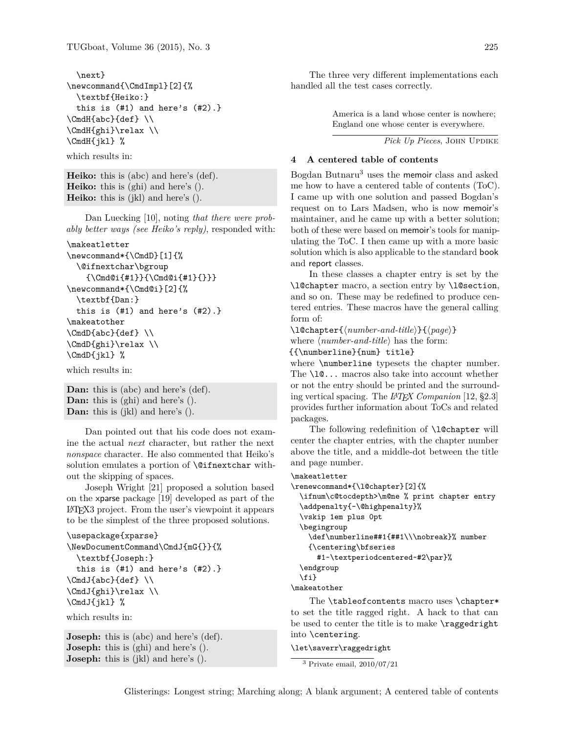```
  \next}
\newcommand{\CmdImpl}[2]{%
  \textbf{Heiko:}
  this is (#1) and here's (#2).}
\CmdH{abc}{def} \\
\CmdH{ghi}\relax \\
\CmdH{jkl} %
```

which results in:

**Heiko:** this is (abc) and here's (def).
**Heiko:** this is (ghi) and here's ().
**Heiko:** this is (jkl) and here's ().

Dan Luecking [10], noting *that there were probably better ways (see Heiko's reply)*, responded with:

```
\makeatletter
\newcommand*{\CmdD}[1]{%
  \@ifnextchar\bgroup
    {\Cmd@i{#1}}{\Cmd@i{#1}{}}}
\newcommand*{\Cmd@i}[2]{%
  \textbf{Dan:}
  this is (#1) and here's (#2).}
\makeatother
\CmdD{abc}{def} \\
\CmdD{ghi}\relax \\
\CmdD{jkl} %
```

which results in:

**Dan:** this is (abc) and here's (def).
**Dan:** this is (ghi) and here's ().
**Dan:** this is (jkl) and here's ().

Dan pointed out that his code does not examine the actual *next* character, but rather the next *nonspace* character. He also commented that Heiko's solution emulates a portion of `\@ifnextchar` without the skipping of spaces.

Joseph Wright [21] proposed a solution based on the xparse package [19] developed as part of the LaTeX3 project. From the user's viewpoint it appears to be the simplest of the three proposed solutions.

```
\usepackage{xparse}
\NewDocumentCommand\CmdJ{mG{}}{%
  \textbf{Joseph:}
  this is (#1) and here's (#2).}
\CmdJ{abc}{def} \\
\CmdJ{ghi}\relax \\
\CmdJ{jkl} %
```

which results in:

**Joseph:** this is (abc) and here's (def).
**Joseph:** this is (ghi) and here's ().
**Joseph:** this is (jkl) and here's ().

The three very different implementations each handled all the test cases correctly.

> America is a land whose center is nowhere;
> England one whose center is everywhere.
>
> *Pick Up Pieces*, John Updike

## 4 A centered table of contents

Bogdan Butnaru[3] uses the memoir class and asked me how to have a centered table of contents (ToC). I came up with one solution and passed Bogdan's request on to Lars Madsen, who is now memoir's maintainer, and he came up with a better solution; both of these were based on memoir's tools for manipulating the ToC. I then came up with a more basic solution which is also applicable to the standard book and report classes.

In these classes a chapter entry is set by the `\l@chapter` macro, a section entry by `\l@section`, and so on. These may be redefined to produce centered entries. These macros have the general calling form of:

`\l@chapter{`⟨*number-and-title*⟩`}{`⟨*page*⟩`}`
where ⟨*number-and-title*⟩ has the form:
`{{\numberline}{num} title}`
where `\numberline` typesets the chapter number. The `\l@...` macros also take into account whether or not the entry should be printed and the surrounding vertical spacing. *The LaTeX Companion* [12, §2.3] provides further information about ToCs and related packages.

The following redefinition of `\l@chapter` will center the chapter entries, with the chapter number above the title, and a middle-dot between the title and page number.

```
\makeatletter
\renewcommand*{\l@chapter}[2]{%
  \ifnum\c@tocdepth>\m@ne % print chapter entry
  \addpenalty{-\@highpenalty}%
  \vskip 1em plus 0pt
  \begingroup
    \def\numberline##1{##1\\\nobreak}% number
    {\centering\bfseries
      #1~\textperiodcentered~#2\par}%
  \endgroup
  \fi}
\makeatother
```

The `\tableofcontents` macro uses `\chapter*` to set the title ragged right. A hack to that can be used to center the title is to make `\raggedright` into `\centering`.

```
\let\saverr\raggedright
```

[3] Private email, 2010/07/21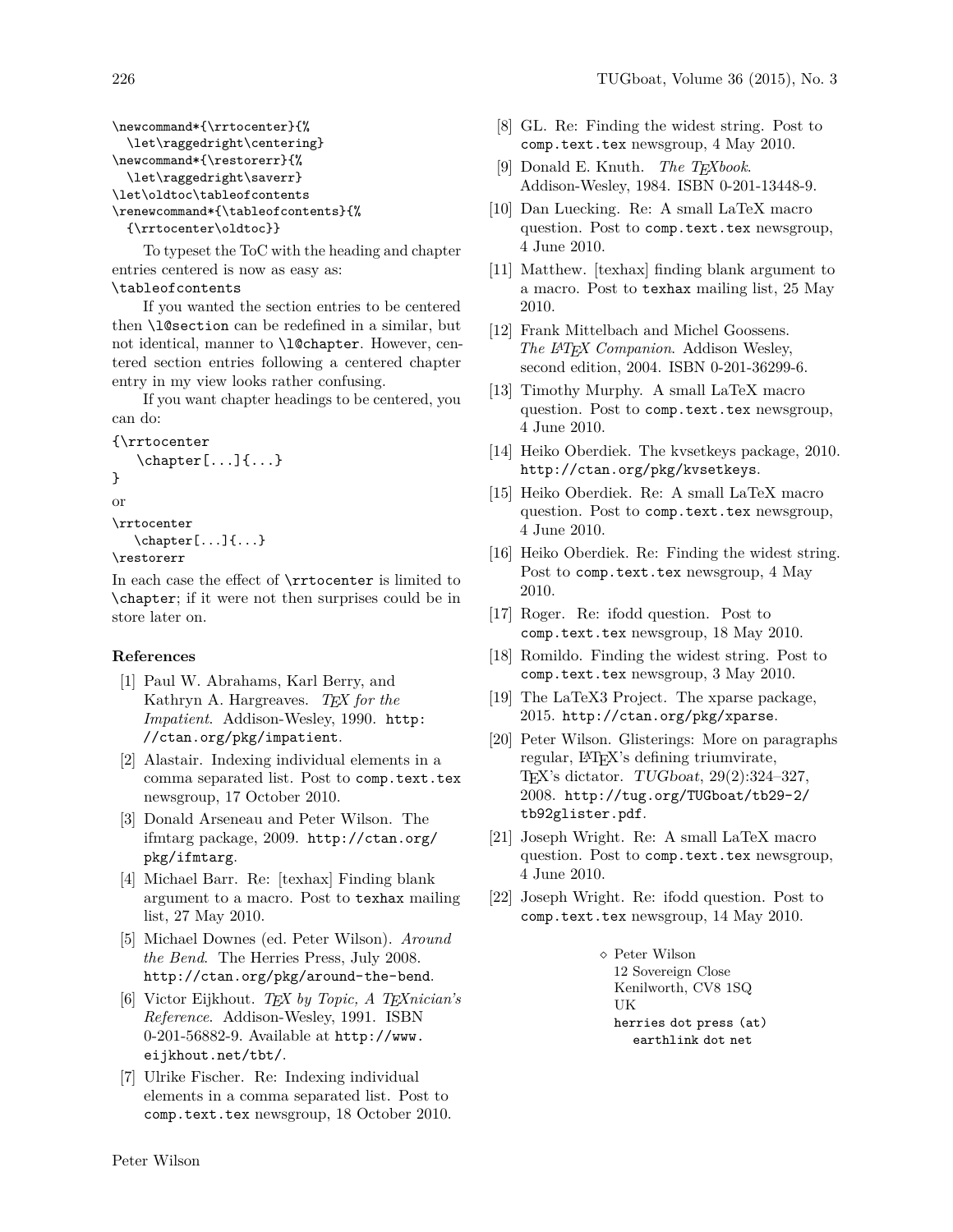```
\newcommand*{\rrtocenter}{%
  \let\raggedright\centering}
\newcommand*{\restorerr}{%
  \let\raggedright\saverr}
\let\oldtoc\tableofcontents
\renewcommand*{\tableofcontents}{%
  {\rrtocenter\oldtoc}}
```

To typeset the ToC with the heading and chapter entries centered is now as easy as:

```
\tableofcontents
```

If you wanted the section entries to be centered then `\l@section` can be redefined in a similar, but not identical, manner to `\l@chapter`. However, centered section entries following a centered chapter entry in my view looks rather confusing.

If you want chapter headings to be centered, you can do:

```
{\rrtocenter
   \chapter[...]{...}
}
```

or

```
\rrtocenter
   \chapter[...]{...}
\restorerr
```

In each case the effect of `\rrtocenter` is limited to `\chapter`; if it were not then surprises could be in store later on.

### References

[1] Paul W. Abrahams, Karl Berry, and Kathryn A. Hargreaves. *TEX for the Impatient*. Addison-Wesley, 1990. `http://ctan.org/pkg/impatient`.

[2] Alastair. Indexing individual elements in a comma separated list. Post to `comp.text.tex` newsgroup, 17 October 2010.

[3] Donald Arseneau and Peter Wilson. The ifmtarg package, 2009. `http://ctan.org/pkg/ifmtarg`.

[4] Michael Barr. Re: [texhax] Finding blank argument to a macro. Post to `texhax` mailing list, 27 May 2010.

[5] Michael Downes (ed. Peter Wilson). *Around the Bend*. The Herries Press, July 2008. `http://ctan.org/pkg/around-the-bend`.

[6] Victor Eijkhout. *TEX by Topic, A TEXnician's Reference*. Addison-Wesley, 1991. ISBN 0-201-56882-9. Available at `http://www.eijkhout.net/tbt/`.

[7] Ulrike Fischer. Re: Indexing individual elements in a comma separated list. Post to `comp.text.tex` newsgroup, 18 October 2010.

[8] GL. Re: Finding the widest string. Post to `comp.text.tex` newsgroup, 4 May 2010.

[9] Donald E. Knuth. *The TEXbook*. Addison-Wesley, 1984. ISBN 0-201-13448-9.

[10] Dan Luecking. Re: A small LaTeX macro question. Post to `comp.text.tex` newsgroup, 4 June 2010.

[11] Matthew. [texhax] finding blank argument to a macro. Post to `texhax` mailing list, 25 May 2010.

[12] Frank Mittelbach and Michel Goossens. *The LATEX Companion*. Addison Wesley, second edition, 2004. ISBN 0-201-36299-6.

[13] Timothy Murphy. A small LaTeX macro question. Post to `comp.text.tex` newsgroup, 4 June 2010.

[14] Heiko Oberdiek. The kvsetkeys package, 2010. `http://ctan.org/pkg/kvsetkeys`.

[15] Heiko Oberdiek. Re: A small LaTeX macro question. Post to `comp.text.tex` newsgroup, 4 June 2010.

[16] Heiko Oberdiek. Re: Finding the widest string. Post to `comp.text.tex` newsgroup, 4 May 2010.

[17] Roger. Re: ifodd question. Post to `comp.text.tex` newsgroup, 18 May 2010.

[18] Romildo. Finding the widest string. Post to `comp.text.tex` newsgroup, 3 May 2010.

[19] The LaTeX3 Project. The xparse package, 2015. `http://ctan.org/pkg/xparse`.

[20] Peter Wilson. Glisterings: More on paragraphs regular, LATEX's defining triumvirate, TEX's dictator. *TUGboat*, 29(2):324–327, 2008. `http://tug.org/TUGboat/tb29-2/tb92glister.pdf`.

[21] Joseph Wright. Re: A small LaTeX macro question. Post to `comp.text.tex` newsgroup, 4 June 2010.

[22] Joseph Wright. Re: ifodd question. Post to `comp.text.tex` newsgroup, 14 May 2010.

◇ Peter Wilson
12 Sovereign Close
Kenilworth, CV8 1SQ
UK
`herries dot press (at) earthlink dot net`